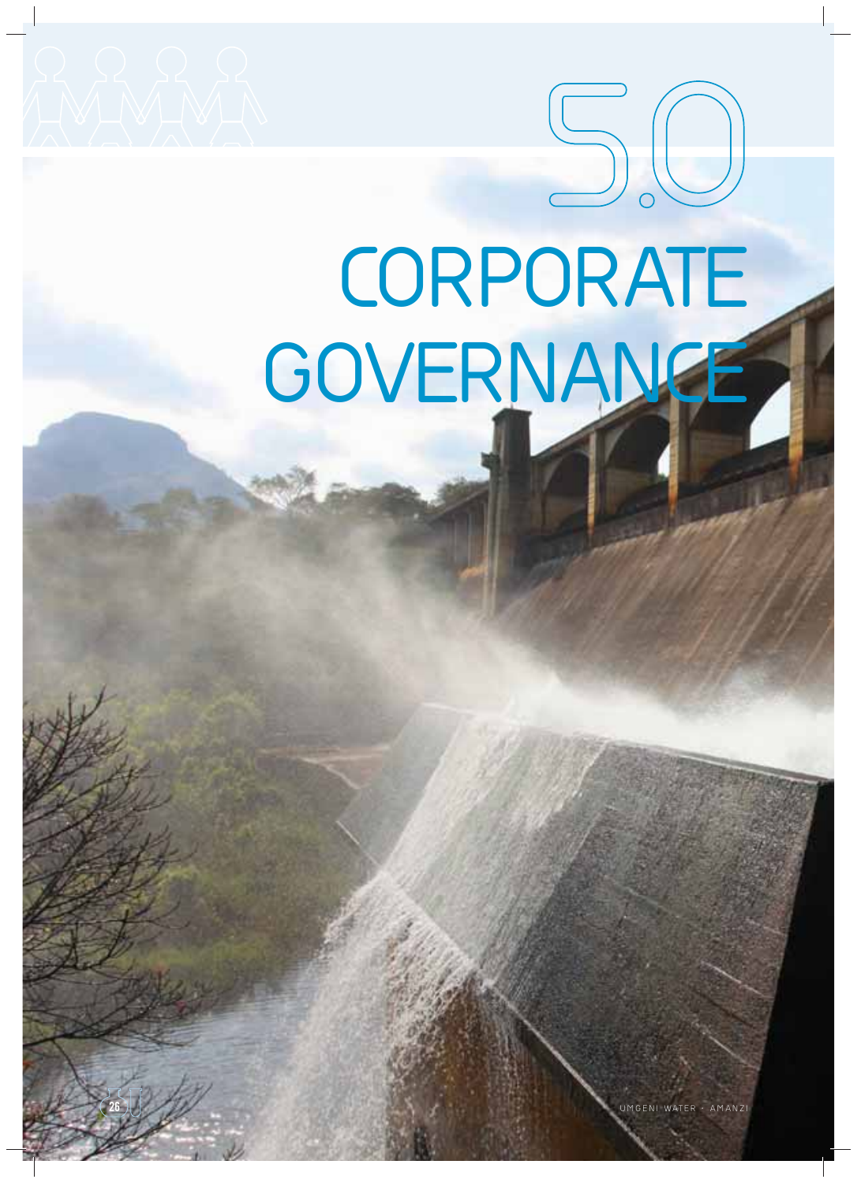# 5.0 CORPORATE GOVERNANCE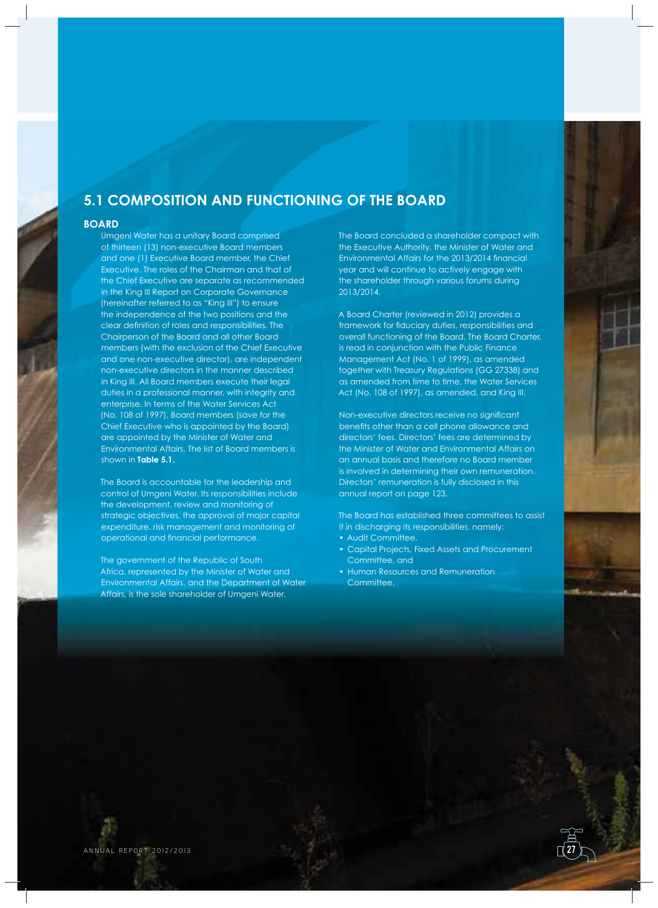## 5.1 COMPOSITION AND FUNCTIONING OF THE BOARD

### BOARD

Umgeni Water has a unitary Board comprised of thirteen (13) non-executive Board members and one (1) Executive Board member, the Chief Executive. The roles of the Chairman and that of the Chief Executive are separate as recommended in the King III Report on Corporate Governance (hereinafter referred to as "King III") to ensure the independence of the two positions and the clear definition of roles and responsibilities. The Chairperson of the Board and all other Board members (with the exclusion of the Chief Executive and one non-executive director), are independent non-executive directors in the manner described in King III. All Board members execute their legal duties in a professional manner, with integrity and enterprise. In terms of the Water Services Act (No. 108 of 1997), Board members (save for the Chief Executive who is appointed by the Board) are appointed by the Minister of Water and Environmental Affairs. The list of Board members is shown in **Table 5.1.**

The Board is accountable for the leadership and control of Umgeni Water. Its responsibilities include the development, review and monitoring of strategic objectives, the approval of major capital expenditure, risk management and monitoring of operational and financial performance.

The government of the Republic of South Africa, represented by the Minister of Water and Environmental Affairs, and the Department of Water Affairs, is the sole shareholder of Umgeni Water.

The Board concluded a shareholder compact with the Executive Authority, the Minister of Water and Environmental Affairs for the 2013/2014 financial year and will continue to actively engage with the shareholder through various forums during 2013/2014.

A Board Charter (reviewed in 2012) provides a framework for fiduciary duties, responsibilities and overall functioning of the Board. The Board Charter, is read in conjunction with the Public Finance Management Act (No. 1 of 1999), as amended together with Treasury Regulations (GG 27338) and as amended from time to time, the Water Services Act (No. 108 of 1997), as amended, and King III.

Non-executive directors receive no significant benefits other than a cell phone allowance and directors' fees. Directors' fees are determined by the Minister of Water and Environmental Affairs on an annual basis and therefore no Board member is involved in determining their own remuneration. Directors' remuneration is fully disclosed in this annual report on page 123.

The Board has established three committees to assist it in discharging its responsibilities, namely:

- Audit Committee,
- Capital Projects, Fixed Assets and Procurement Committee, and
- Human Resources and Remuneration Committee.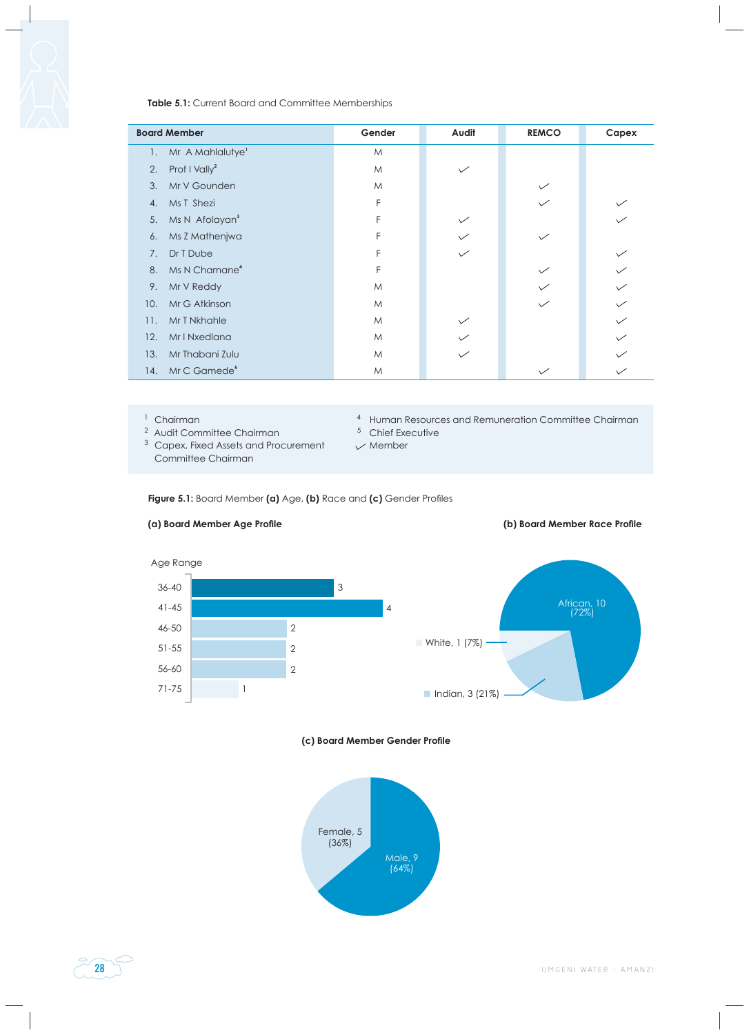**Table 5.1:** Current Board and Committee Memberships

| Board Member | Gender | Audit | REMCO | Capex |
|---|---|---|---|---|
| 1. Mr A Mahlalutye[1] | M | | | |
| 2. Prof I Vally[2] | M | ✓ | | |
| 3. Mr V Gounden | M | | ✓ | |
| 4. Ms T Shezi | F | | ✓ | ✓ |
| 5. Ms N Afolayan[3] | F | ✓ | | ✓ |
| 6. Ms Z Mathenjwa | F | ✓ | ✓ | |
| 7. Dr T Dube | F | ✓ | | ✓ |
| 8. Ms N Chamane[4] | F | | ✓ | ✓ |
| 9. Mr V Reddy | M | | ✓ | ✓ |
| 10. Mr G Atkinson | M | | ✓ | ✓ |
| 11. Mr T Nkhahle | M | ✓ | | ✓ |
| 12. Mr I Nxedlana | M | ✓ | | ✓ |
| 13. Mr Thabani Zulu | M | ✓ | | ✓ |
| 14. Mr C Gamede[5] | M | | ✓ | ✓ |

[1] Chairman
[2] Audit Committee Chairman
[3] Capex, Fixed Assets and Procurement Committee Chairman
[4] Human Resources and Remuneration Committee Chairman
[5] Chief Executive
✓ Member

**Figure 5.1:** Board Member **(a)** Age, **(b)** Race and **(c)** Gender Profiles

**(a) Board Member Age Profile**

| Age Range | Number |
|---|---|
| 36-40 | 3 |
| 41-45 | 4 |
| 46-50 | 2 |
| 51-55 | 2 |
| 56-60 | 2 |
| 71-75 | 1 |

**(b) Board Member Race Profile**

| Race | Number | Percentage |
|---|---|---|
| African | 10 | 72% |
| White | 1 | 7% |
| Indian | 3 | 21% |

**(c) Board Member Gender Profile**

| Gender | Number | Percentage |
|---|---|---|
| Female | 5 | 36% |
| Male | 9 | 64% |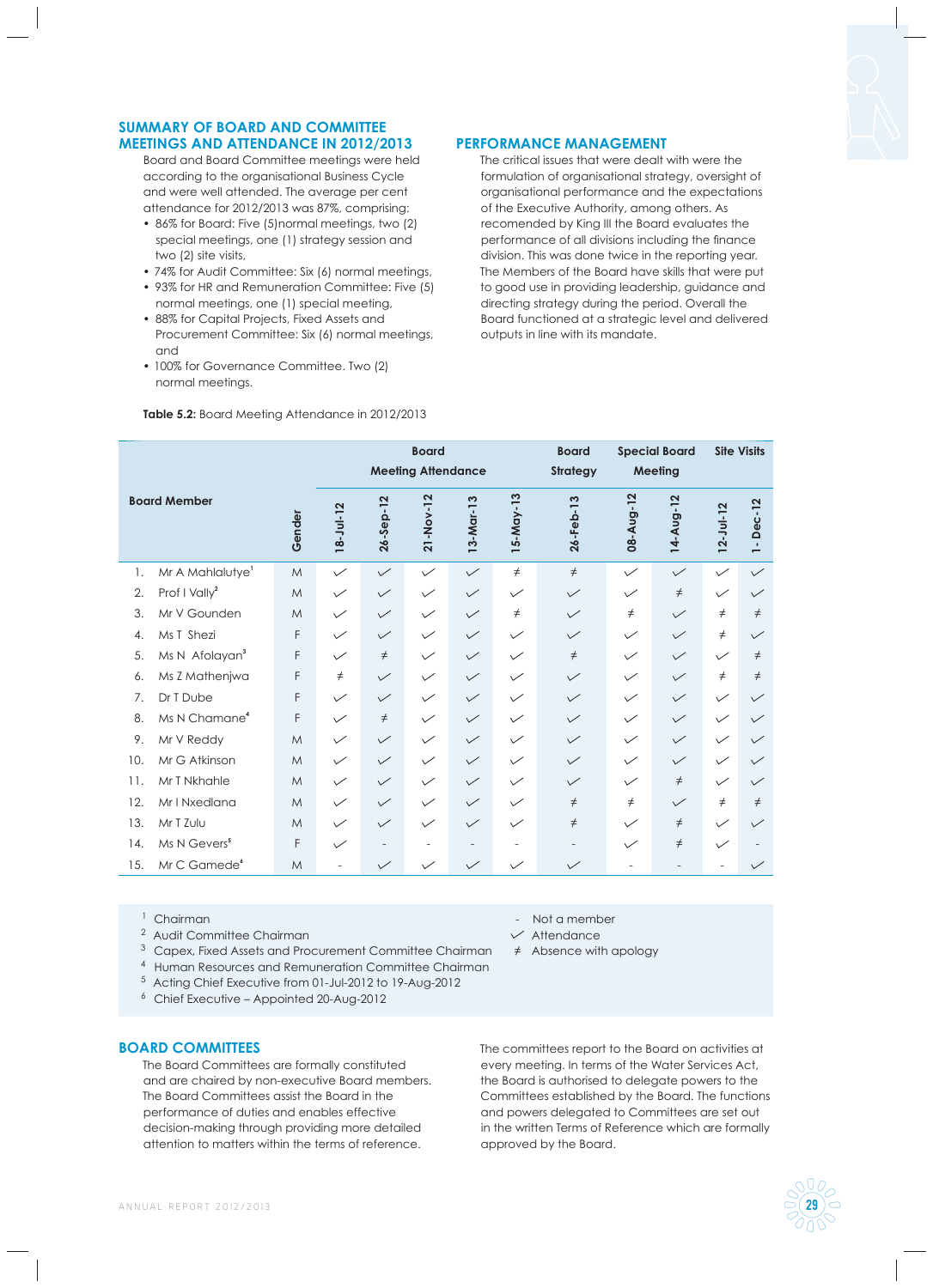## SUMMARY OF BOARD AND COMMITTEE MEETINGS AND ATTENDANCE IN 2012/2013

Board and Board Committee meetings were held according to the organisational Business Cycle and were well attended. The average per cent attendance for 2012/2013 was 87%, comprising:

- 86% for Board: Five (5)normal meetings, two (2) special meetings, one (1) strategy session and two (2) site visits,
- 74% for Audit Committee: Six (6) normal meetings,
- 93% for HR and Remuneration Committee: Five (5) normal meetings, one (1) special meeting,
- 88% for Capital Projects, Fixed Assets and Procurement Committee: Six (6) normal meetings, and
- 100% for Governance Committee. Two (2) normal meetings.

## PERFORMANCE MANAGEMENT

The critical issues that were dealt with were the formulation of organisational strategy, oversight of organisational performance and the expectations of the Executive Authority, among others. As recomended by King III the Board evaluates the performance of all divisions including the finance division. This was done twice in the reporting year. The Members of the Board have skills that were put to good use in providing leadership, guidance and directing strategy during the period. Overall the Board functioned at a strategic level and delivered outputs in line with its mandate.

**Table 5.2:** Board Meeting Attendance in 2012/2013

| Board Member | Gender | Board Meeting Attendance | | | | | Board Strategy | Special Board Meeting | | Site Visits | |
|---|---|---|---|---|---|---|---|---|---|---|---|
| | | 18-Jul-12 | 26-Sep-12 | 21-Nov-12 | 13-Mar-13 | 15-May-13 | 26-Feb-13 | 08-Aug-12 | 14-Aug-12 | 12-Jul-12 | 1- Dec-12 |
| 1. Mr A Mahlalutye[1] | M | ✓ | ✓ | ✓ | ✓ | ≠ | ≠ | ✓ | ✓ | ✓ | ✓ |
| 2. Prof I Vally[2] | M | ✓ | ✓ | ✓ | ✓ | ✓ | ✓ | ✓ | ≠ | ✓ | ✓ |
| 3. Mr V Gounden | M | ✓ | ✓ | ✓ | ✓ | ≠ | ✓ | ≠ | ✓ | ≠ | ≠ |
| 4. Ms T Shezi | F | ✓ | ✓ | ✓ | ✓ | ✓ | ✓ | ✓ | ✓ | ≠ | ✓ |
| 5. Ms N Afolayan[3] | F | ✓ | ≠ | ✓ | ✓ | ✓ | ≠ | ✓ | ✓ | ✓ | ≠ |
| 6. Ms Z Mathenjwa | F | ≠ | ✓ | ✓ | ✓ | ✓ | ✓ | ✓ | ✓ | ≠ | ≠ |
| 7. Dr T Dube | F | ✓ | ✓ | ✓ | ✓ | ✓ | ✓ | ✓ | ✓ | ✓ | ✓ |
| 8. Ms N Chamane[4] | F | ✓ | ≠ | ✓ | ✓ | ✓ | ✓ | ✓ | ✓ | ✓ | ✓ |
| 9. Mr V Reddy | M | ✓ | ✓ | ✓ | ✓ | ✓ | ✓ | ✓ | ✓ | ✓ | ✓ |
| 10. Mr G Atkinson | M | ✓ | ✓ | ✓ | ✓ | ✓ | ✓ | ✓ | ✓ | ✓ | ✓ |
| 11. Mr T Nkhahle | M | ✓ | ✓ | ✓ | ✓ | ✓ | ✓ | ✓ | ≠ | ✓ | ✓ |
| 12. Mr I Nxedlana | M | ✓ | ✓ | ✓ | ✓ | ✓ | ≠ | ≠ | ✓ | ≠ | ≠ |
| 13. Mr T Zulu | M | ✓ | ✓ | ✓ | ✓ | ✓ | ≠ | ✓ | ≠ | ✓ | ✓ |
| 14. Ms N Gevers[5] | F | ✓ | - | - | - | - | - | ✓ | ≠ | ✓ | - |
| 15. Mr C Gamede[6] | M | - | ✓ | ✓ | ✓ | ✓ | ✓ | - | - | - | ✓ |

1 Chairman
2 Audit Committee Chairman
3 Capex, Fixed Assets and Procurement Committee Chairman
4 Human Resources and Remuneration Committee Chairman
5 Acting Chief Executive from 01-Jul-2012 to 19-Aug-2012
6 Chief Executive – Appointed 20-Aug-2012

\- Not a member
✓ Attendance
≠ Absence with apology

## BOARD COMMITTEES

The Board Committees are formally constituted and are chaired by non-executive Board members. The Board Committees assist the Board in the performance of duties and enables effective decision-making through providing more detailed attention to matters within the terms of reference.

The committees report to the Board on activities at every meeting. In terms of the Water Services Act, the Board is authorised to delegate powers to the Committees established by the Board. The functions and powers delegated to Committees are set out in the written Terms of Reference which are formally approved by the Board.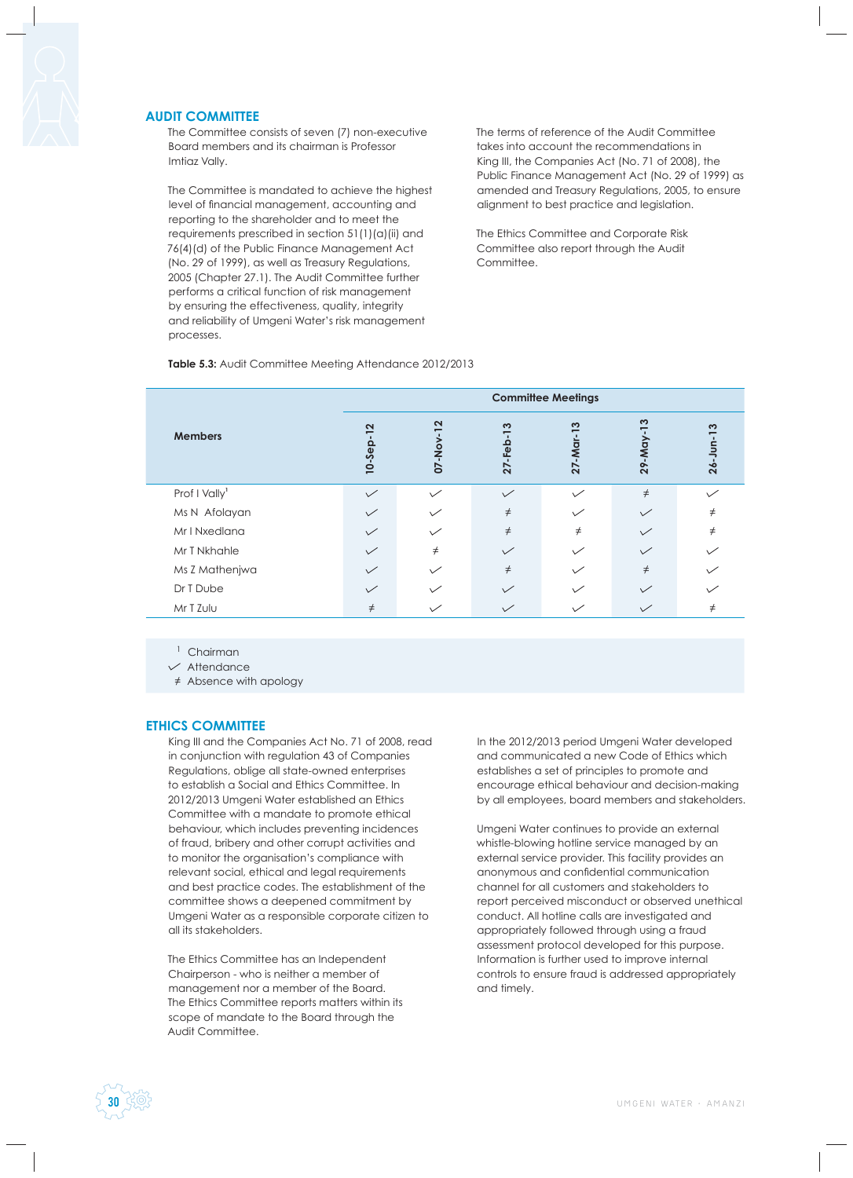## AUDIT COMMITTEE

The Committee consists of seven (7) non-executive Board members and its chairman is Professor Imtiaz Vally.

The Committee is mandated to achieve the highest level of financial management, accounting and reporting to the shareholder and to meet the requirements prescribed in section 51(1)(a)(ii) and 76(4)(d) of the Public Finance Management Act (No. 29 of 1999), as well as Treasury Regulations, 2005 (Chapter 27.1). The Audit Committee further performs a critical function of risk management by ensuring the effectiveness, quality, integrity and reliability of Umgeni Water's risk management processes.

The terms of reference of the Audit Committee takes into account the recommendations in King III, the Companies Act (No. 71 of 2008), the Public Finance Management Act (No. 29 of 1999) as amended and Treasury Regulations, 2005, to ensure alignment to best practice and legislation.

The Ethics Committee and Corporate Risk Committee also report through the Audit Committee.

**Table 5.3:** Audit Committee Meeting Attendance 2012/2013

| Members | Committee Meetings | | | | | |
|---|---|---|---|---|---|---|
| | 10-Sep-12 | 07-Nov-12 | 27-Feb-13 | 27-Mar-13 | 29-May-13 | 26-Jun-13 |
| Prof I Vally[1] | ✓ | ✓ | ✓ | ✓ | ≠ | ✓ |
| Ms N Afolayan | ✓ | ✓ | ≠ | ✓ | ✓ | ≠ |
| Mr I Nxedlana | ✓ | ✓ | ≠ | ≠ | ✓ | ≠ |
| Mr T Nkhahle | ✓ | ≠ | ✓ | ✓ | ✓ | ✓ |
| Ms Z Mathenjwa | ✓ | ✓ | ≠ | ✓ | ≠ | ✓ |
| Dr T Dube | ✓ | ✓ | ✓ | ✓ | ✓ | ✓ |
| Mr T Zulu | ≠ | ✓ | ✓ | ✓ | ✓ | ≠ |

[1] Chairman
✓ Attendance
≠ Absence with apology

## ETHICS COMMITTEE

King III and the Companies Act No. 71 of 2008, read in conjunction with regulation 43 of Companies Regulations, oblige all state-owned enterprises to establish a Social and Ethics Committee. In 2012/2013 Umgeni Water established an Ethics Committee with a mandate to promote ethical behaviour, which includes preventing incidences of fraud, bribery and other corrupt activities and to monitor the organisation's compliance with relevant social, ethical and legal requirements and best practice codes. The establishment of the committee shows a deepened commitment by Umgeni Water as a responsible corporate citizen to all its stakeholders.

The Ethics Committee has an Independent Chairperson - who is neither a member of management nor a member of the Board. The Ethics Committee reports matters within its scope of mandate to the Board through the Audit Committee.

In the 2012/2013 period Umgeni Water developed and communicated a new Code of Ethics which establishes a set of principles to promote and encourage ethical behaviour and decision-making by all employees, board members and stakeholders.

Umgeni Water continues to provide an external whistle-blowing hotline service managed by an external service provider. This facility provides an anonymous and confidential communication channel for all customers and stakeholders to report perceived misconduct or observed unethical conduct. All hotline calls are investigated and appropriately followed through using a fraud assessment protocol developed for this purpose. Information is further used to improve internal controls to ensure fraud is addressed appropriately and timely.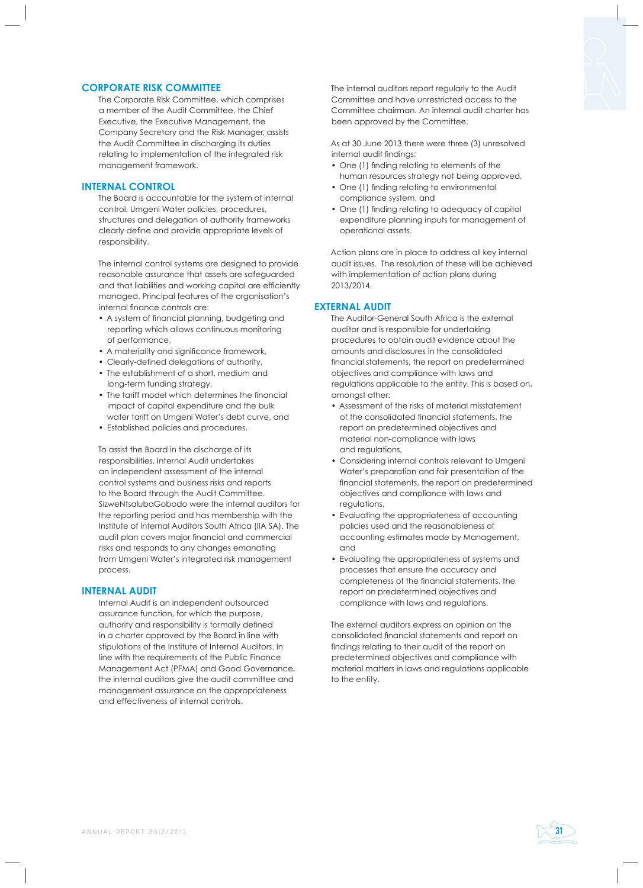## CORPORATE RISK COMMITTEE

The Corporate Risk Committee, which comprises a member of the Audit Committee, the Chief Executive, the Executive Management, the Company Secretary and the Risk Manager, assists the Audit Committee in discharging its duties relating to implementation of the integrated risk management framework.

## INTERNAL CONTROL

The Board is accountable for the system of internal control. Umgeni Water policies, procedures, structures and delegation of authority frameworks clearly define and provide appropriate levels of responsibility.

The internal control systems are designed to provide reasonable assurance that assets are safeguarded and that liabilities and working capital are efficiently managed. Principal features of the organisation's internal finance controls are:

- A system of financial planning, budgeting and reporting which allows continuous monitoring of performance,
- A materiality and significance framework,
- Clearly-defined delegations of authority,
- The establishment of a short, medium and long-term funding strategy,
- The tariff model which determines the financial impact of capital expenditure and the bulk water tariff on Umgeni Water's debt curve, and
- Established policies and procedures.

To assist the Board in the discharge of its responsibilities, Internal Audit undertakes an independent assessment of the internal control systems and business risks and reports to the Board through the Audit Committee. SizweNtsalubaGobodo were the internal auditors for the reporting period and has membership with the Institute of Internal Auditors South Africa (IIA SA). The audit plan covers major financial and commercial risks and responds to any changes emanating from Umgeni Water's integrated risk management process.

## INTERNAL AUDIT

Internal Audit is an independent outsourced assurance function, for which the purpose, authority and responsibility is formally defined in a charter approved by the Board in line with stipulations of the Institute of Internal Auditors. In line with the requirements of the Public Finance Management Act (PFMA) and Good Governance, the internal auditors give the audit committee and management assurance on the appropriateness and effectiveness of internal controls.

The internal auditors report regularly to the Audit Committee and have unrestricted access to the Committee chairman. An internal audit charter has been approved by the Committee.

As at 30 June 2013 there were three (3) unresolved internal audit findings:

- One (1) finding relating to elements of the human resources strategy not being approved,
- One (1) finding relating to environmental compliance system, and
- One (1) finding relating to adequacy of capital expenditure planning inputs for management of operational assets.

Action plans are in place to address all key internal audit issues. The resolution of these will be achieved with implementation of action plans during 2013/2014.

## EXTERNAL AUDIT

The Auditor-General South Africa is the external auditor and is responsible for undertaking procedures to obtain audit evidence about the amounts and disclosures in the consolidated financial statements, the report on predetermined objectives and compliance with laws and regulations applicable to the entity. This is based on, amongst other:

- Assessment of the risks of material misstatement of the consolidated financial statements, the report on predetermined objectives and material non-compliance with laws and regulations,
- Considering internal controls relevant to Umgeni Water's preparation and fair presentation of the financial statements, the report on predetermined objectives and compliance with laws and regulations,
- Evaluating the appropriateness of accounting policies used and the reasonableness of accounting estimates made by Management, and
- Evaluating the appropriateness of systems and processes that ensure the accuracy and completeness of the financial statements, the report on predetermined objectives and compliance with laws and regulations.

The external auditors express an opinion on the consolidated financial statements and report on findings relating to their audit of the report on predetermined objectives and compliance with material matters in laws and regulations applicable to the entity.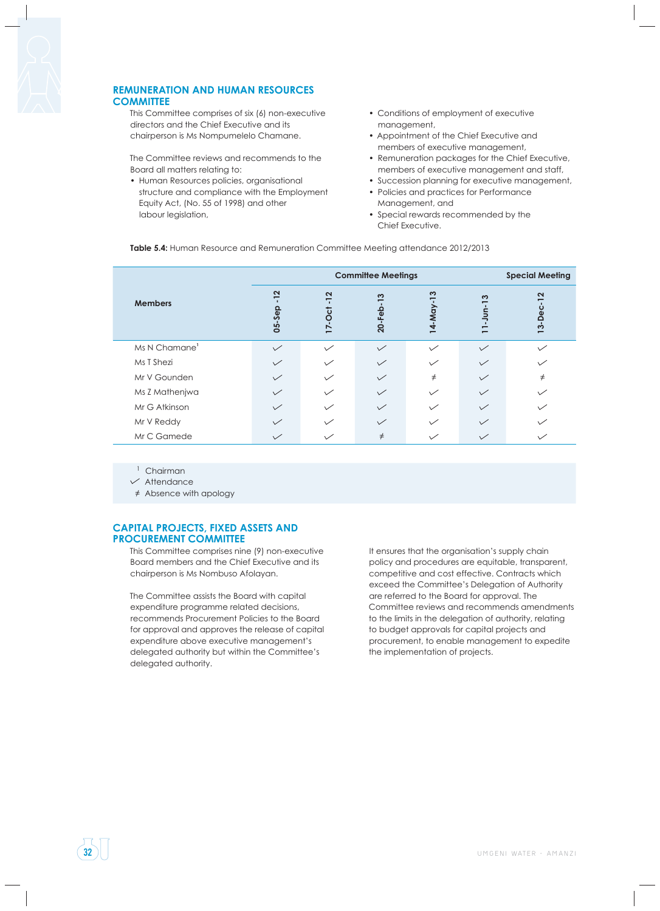## REMUNERATION AND HUMAN RESOURCES COMMITTEE

This Committee comprises of six (6) non-executive directors and the Chief Executive and its chairperson is Ms Nompumelelo Chamane.

The Committee reviews and recommends to the Board all matters relating to:

- Human Resources policies, organisational structure and compliance with the Employment Equity Act, (No. 55 of 1998) and other labour legislation,
- Conditions of employment of executive management,
- Appointment of the Chief Executive and members of executive management,
- Remuneration packages for the Chief Executive, members of executive management and staff,
- Succession planning for executive management,
- Policies and practices for Performance Management, and
- Special rewards recommended by the Chief Executive.

**Table 5.4:** Human Resource and Remuneration Committee Meeting attendance 2012/2013

| Members | Committee Meetings | | | | | Special Meeting |
|---|---|---|---|---|---|---|
| | 05-Sep -12 | 17-Oct -12 | 20-Feb-13 | 14-May-13 | 11-Jun-13 | 13-Dec-12 |
| Ms N Chamane[1] | ✓ | ✓ | ✓ | ✓ | ✓ | ✓ |
| Ms T Shezi | ✓ | ✓ | ✓ | ✓ | ✓ | ✓ |
| Mr V Gounden | ✓ | ✓ | ✓ | ≠ | ✓ | ≠ |
| Ms Z Mathenjwa | ✓ | ✓ | ✓ | ✓ | ✓ | ✓ |
| Mr G Atkinson | ✓ | ✓ | ✓ | ✓ | ✓ | ✓ |
| Mr V Reddy | ✓ | ✓ | ✓ | ✓ | ✓ | ✓ |
| Mr C Gamede | ✓ | ✓ | ≠ | ✓ | ✓ | ✓ |

[1] Chairman
✓ Attendance
≠ Absence with apology

## CAPITAL PROJECTS, FIXED ASSETS AND PROCUREMENT COMMITTEE

This Committee comprises nine (9) non-executive Board members and the Chief Executive and its chairperson is Ms Nombuso Afolayan.

The Committee assists the Board with capital expenditure programme related decisions, recommends Procurement Policies to the Board for approval and approves the release of capital expenditure above executive management's delegated authority but within the Committee's delegated authority.

It ensures that the organisation's supply chain policy and procedures are equitable, transparent, competitive and cost effective. Contracts which exceed the Committee's Delegation of Authority are referred to the Board for approval. The Committee reviews and recommends amendments to the limits in the delegation of authority, relating to budget approvals for capital projects and procurement, to enable management to expedite the implementation of projects.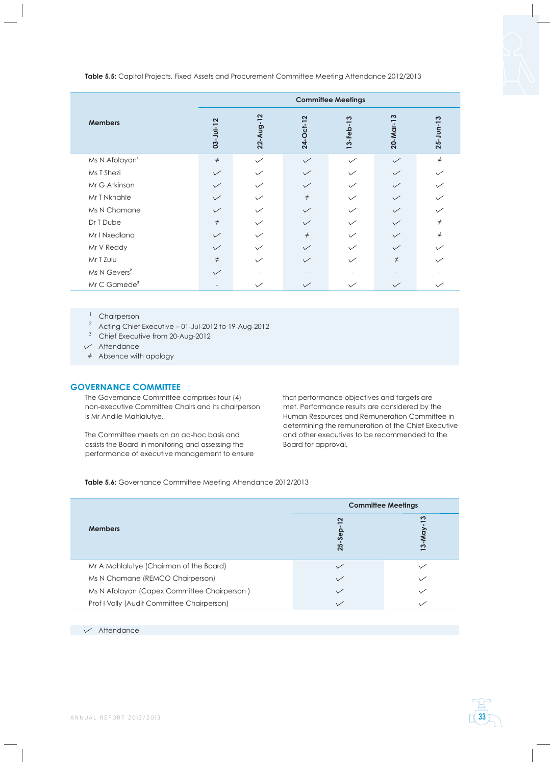**Table 5.5:** Capital Projects, Fixed Assets and Procurement Committee Meeting Attendance 2012/2013

| Members | Committee Meetings | | | | | |
|---|---|---|---|---|---|---|
| | 03-Jul-12 | 22-Aug-12 | 24-Oct-12 | 13-Feb-13 | 20-Mar-13 | 25-Jun-13 |
| Ms N Afolayan[1] | ≠ | ✓ | ✓ | ✓ | ✓ | ≠ |
| Ms T Shezi | ✓ | ✓ | ✓ | ✓ | ✓ | ✓ |
| Mr G Atkinson | ✓ | ✓ | ✓ | ✓ | ✓ | ✓ |
| Mr T Nkhahle | ✓ | ✓ | ≠ | ✓ | ✓ | ✓ |
| Ms N Chamane | ✓ | ✓ | ✓ | ✓ | ✓ | ✓ |
| Dr T Dube | ≠ | ✓ | ✓ | ✓ | ✓ | ≠ |
| Mr I Nxedlana | ✓ | ✓ | ≠ | ✓ | ✓ | ≠ |
| Mr V Reddy | ✓ | ✓ | ✓ | ✓ | ✓ | ✓ |
| Mr T Zulu | ≠ | ✓ | ✓ | ✓ | ≠ | ✓ |
| Ms N Gevers[2] | ✓ | - | - | - | - | - |
| Mr C Gamede[3] | - | ✓ | ✓ | ✓ | ✓ | ✓ |

[1] Chairperson
[2] Acting Chief Executive – 01-Jul-2012 to 19-Aug-2012
[3] Chief Executive from 20-Aug-2012
✓ Attendance
≠ Absence with apology

## GOVERNANCE COMMITTEE

The Governance Committee comprises four (4) non-executive Committee Chairs and its chairperson is Mr Andile Mahlalutye.

The Committee meets on an ad-hoc basis and assists the Board in monitoring and assessing the performance of executive management to ensure that performance objectives and targets are met. Performance results are considered by the Human Resources and Remuneration Committee in determining the remuneration of the Chief Executive and other executives to be recommended to the Board for approval.

**Table 5.6:** Governance Committee Meeting Attendance 2012/2013

| Members | Committee Meetings | |
|---|---|---|
| | 25-Sep-12 | 13-May-13 |
| Mr A Mahlalutye (Chairman of the Board) | ✓ | ✓ |
| Ms N Chamane (REMCO Chairperson) | ✓ | ✓ |
| Ms N Afolayan (Capex Committee Chairperson ) | ✓ | ✓ |
| Prof I Vally (Audit Committee Chairperson) | ✓ | ✓ |

✓ Attendance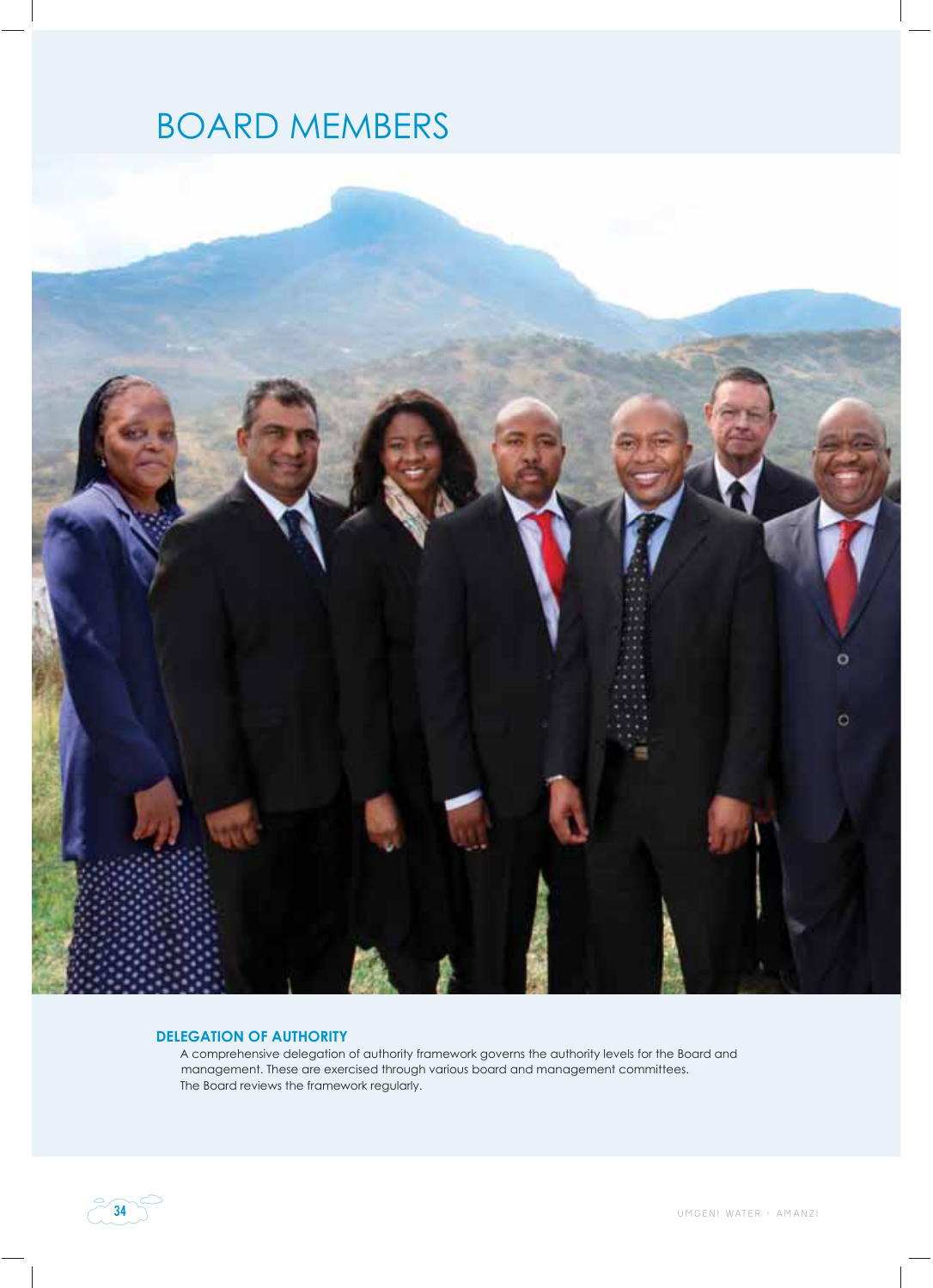# BOARD MEMBERS

## DELEGATION OF AUTHORITY

A comprehensive delegation of authority framework governs the authority levels for the Board and management. These are exercised through various board and management committees. The Board reviews the framework regularly.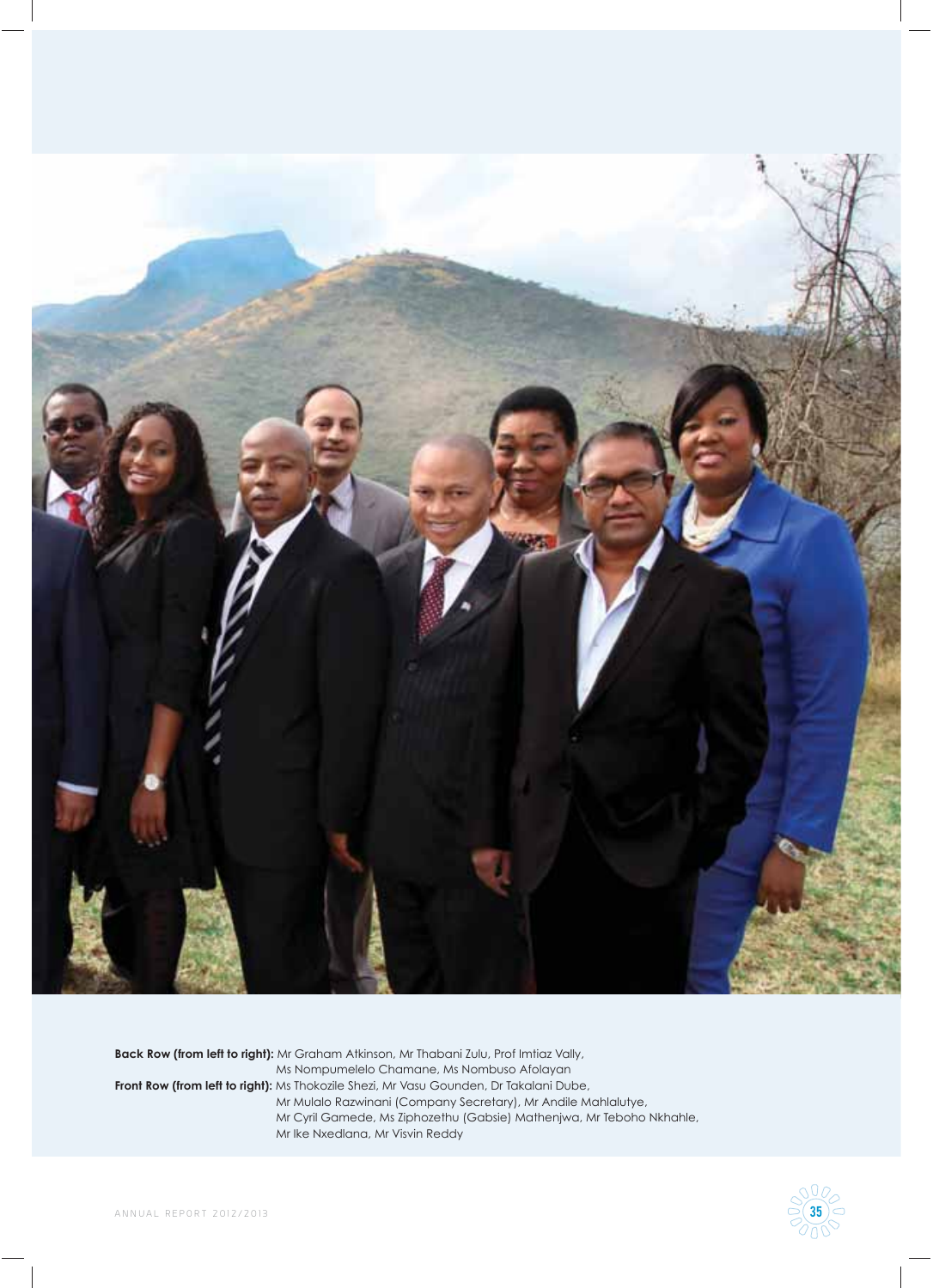**Back Row (from left to right):** Mr Graham Atkinson, Mr Thabani Zulu, Prof Imtiaz Vally, Ms Nompumelelo Chamane, Ms Nombuso Afolayan

**Front Row (from left to right):** Ms Thokozile Shezi, Mr Vasu Gounden, Dr Takalani Dube, Mr Mulalo Razwinani (Company Secretary), Mr Andile Mahlalutye, Mr Cyril Gamede, Ms Ziphozethu (Gabsie) Mathenjwa, Mr Teboho Nkhahle, Mr Ike Nxedlana, Mr Visvin Reddy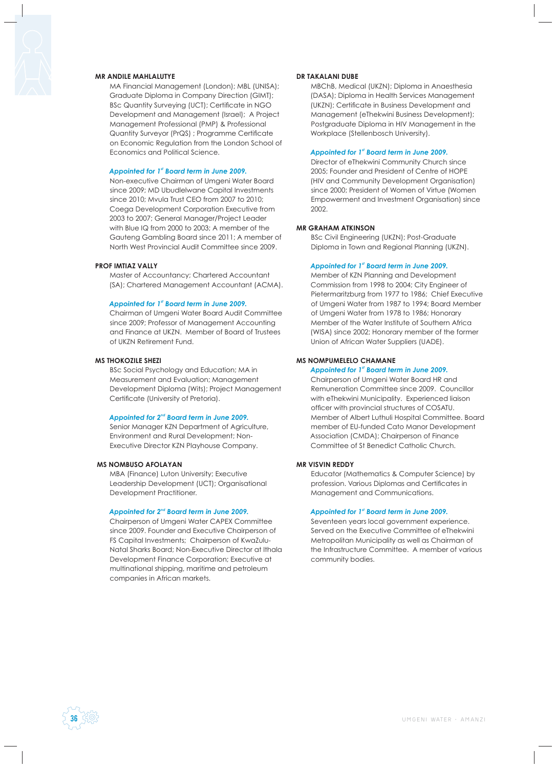**MR ANDILE MAHLALUTYE**

MA Financial Management (London); MBL (UNISA); Graduate Diploma in Company Direction (GIMT); BSc Quantity Surveying (UCT); Certificate in NGO Development and Management (Israel); A Project Management Professional (PMP) & Professional Quantity Surveyor (PrQS) ; Programme Certificate on Economic Regulation from the London School of Economics and Political Science.

*Appointed for 1st Board term in June 2009.*

Non-executive Chairman of Umgeni Water Board since 2009; MD Ubudlelwane Capital Investments since 2010; Mvula Trust CEO from 2007 to 2010; Coega Development Corporation Executive from 2003 to 2007; General Manager/Project Leader with Blue IQ from 2000 to 2003; A member of the Gauteng Gambling Board since 2011; A member of North West Provincial Audit Committee since 2009.

**PROF IMTIAZ VALLY**

Master of Accountancy; Chartered Accountant (SA); Chartered Management Accountant (ACMA).

*Appointed for 1st Board term in June 2009.*

Chairman of Umgeni Water Board Audit Committee since 2009; Professor of Management Accounting and Finance at UKZN. Member of Board of Trustees of UKZN Retirement Fund.

**MS THOKOZILE SHEZI**

BSc Social Psychology and Education; MA in Measurement and Evaluation; Management Development Diploma (Wits); Project Management Certificate (University of Pretoria).

*Appointed for 2nd Board term in June 2009.*

Senior Manager KZN Department of Agriculture, Environment and Rural Development; Non-Executive Director KZN Playhouse Company.

**MS NOMBUSO AFOLAYAN**

MBA (Finance) Luton University; Executive Leadership Development (UCT); Organisational Development Practitioner.

*Appointed for 2nd Board term in June 2009.*

Chairperson of Umgeni Water CAPEX Committee since 2009. Founder and Executive Chairperson of FS Capital Investments; Chairperson of KwaZulu-Natal Sharks Board; Non-Executive Director at Ithala Development Finance Corporation; Executive at multinational shipping, maritime and petroleum companies in African markets.

**DR TAKALANI DUBE**

MBChB, Medical (UKZN); Diploma in Anaesthesia (DASA); Diploma in Health Services Management (UKZN); Certificate in Business Development and Management (eThekwini Business Development); Postgraduate Diploma in HIV Management in the Workplace (Stellenbosch University).

*Appointed for 1st Board term in June 2009.*

Director of eThekwini Community Church since 2005; Founder and President of Centre of HOPE (HIV and Community Development Organisation) since 2000; President of Women of Virtue (Women Empowerment and Investment Organisation) since 2002.

**MR GRAHAM ATKINSON**

BSc Civil Engineering (UKZN); Post-Graduate Diploma in Town and Regional Planning (UKZN).

*Appointed for 1st Board term in June 2009.*

Member of KZN Planning and Development Commission from 1998 to 2004; City Engineer of Pietermaritzburg from 1977 to 1986; Chief Executive of Umgeni Water from 1987 to 1994; Board Member of Umgeni Water from 1978 to 1986; Honorary Member of the Water Institute of Southern Africa (WISA) since 2002; Honorary member of the former Union of African Water Suppliers (UADE).

**MS NOMPUMELELO CHAMANE**

*Appointed for 1st Board term in June 2009.*

Chairperson of Umgeni Water Board HR and Remuneration Committee since 2009. Councillor with eThekwini Municipality. Experienced liaison officer with provincial structures of COSATU. Member of Albert Luthuli Hospital Committee. Board member of EU-funded Cato Manor Development Association (CMDA); Chairperson of Finance Committee of St Benedict Catholic Church.

**MR VISVIN REDDY**

Educator (Mathematics & Computer Science) by profession. Various Diplomas and Certificates in Management and Communications.

*Appointed for 1st Board term in June 2009.*

Seventeen years local government experience. Served on the Executive Committee of eThekwini Metropolitan Municipality as well as Chairman of the Infrastructure Committee. A member of various community bodies.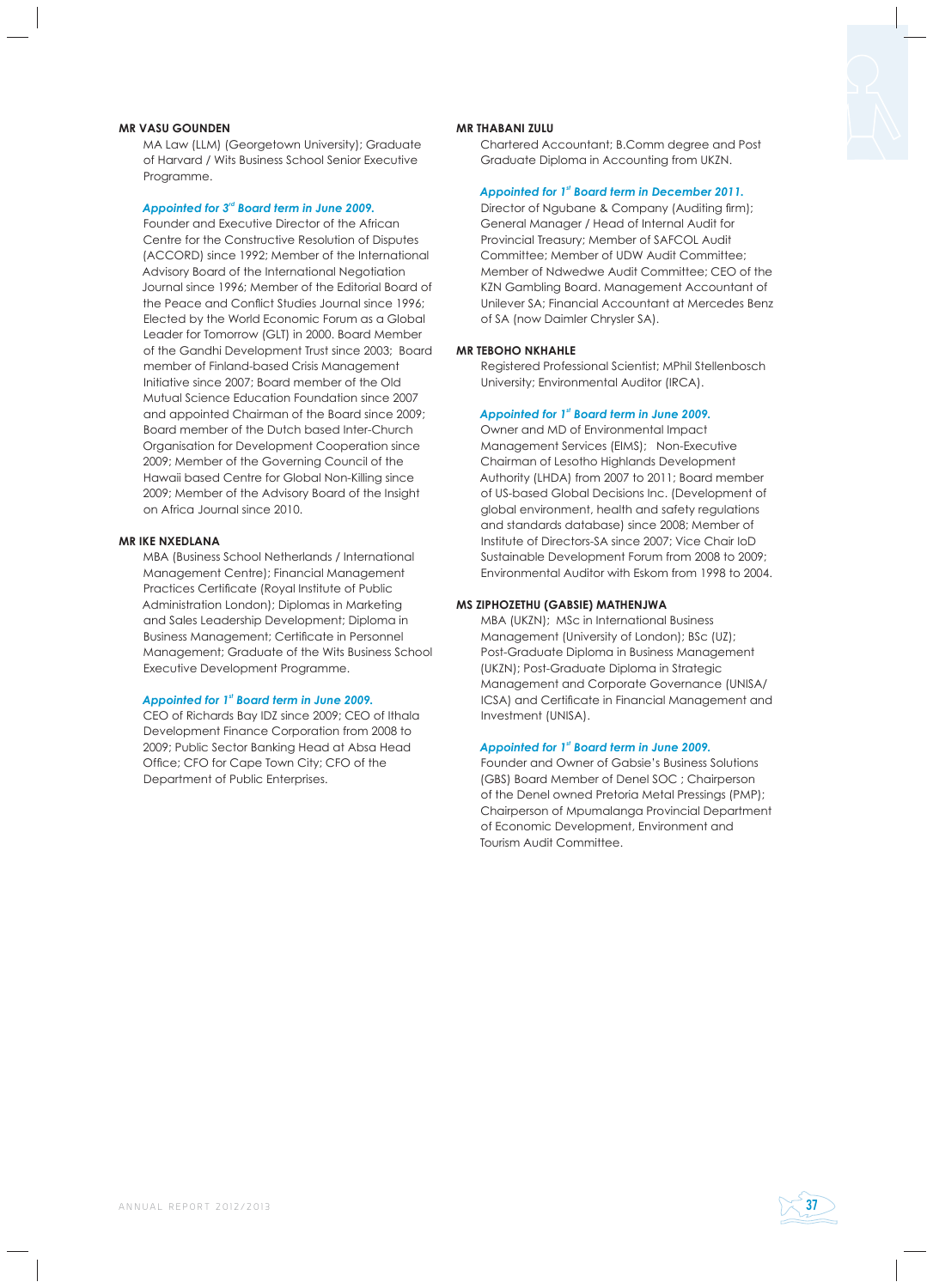**MR VASU GOUNDEN**

MA Law (LLM) (Georgetown University); Graduate of Harvard / Wits Business School Senior Executive Programme.

*Appointed for 3rd Board term in June 2009.*

Founder and Executive Director of the African Centre for the Constructive Resolution of Disputes (ACCORD) since 1992; Member of the International Advisory Board of the International Negotiation Journal since 1996; Member of the Editorial Board of the Peace and Conflict Studies Journal since 1996; Elected by the World Economic Forum as a Global Leader for Tomorrow (GLT) in 2000. Board Member of the Gandhi Development Trust since 2003; Board member of Finland-based Crisis Management Initiative since 2007; Board member of the Old Mutual Science Education Foundation since 2007 and appointed Chairman of the Board since 2009; Board member of the Dutch based Inter-Church Organisation for Development Cooperation since 2009; Member of the Governing Council of the Hawaii based Centre for Global Non-Killing since 2009; Member of the Advisory Board of the Insight on Africa Journal since 2010.

**MR IKE NXEDLANA**

MBA (Business School Netherlands / International Management Centre); Financial Management Practices Certificate (Royal Institute of Public Administration London); Diplomas in Marketing and Sales Leadership Development; Diploma in Business Management; Certificate in Personnel Management; Graduate of the Wits Business School Executive Development Programme.

*Appointed for 1st Board term in June 2009.*

CEO of Richards Bay IDZ since 2009; CEO of Ithala Development Finance Corporation from 2008 to 2009; Public Sector Banking Head at Absa Head Office; CFO for Cape Town City; CFO of the Department of Public Enterprises.

**MR THABANI ZULU**

Chartered Accountant; B.Comm degree and Post Graduate Diploma in Accounting from UKZN.

*Appointed for 1st Board term in December 2011.*

Director of Ngubane & Company (Auditing firm); General Manager / Head of Internal Audit for Provincial Treasury; Member of SAFCOL Audit Committee; Member of UDW Audit Committee; Member of Ndwedwe Audit Committee; CEO of the KZN Gambling Board. Management Accountant of Unilever SA; Financial Accountant at Mercedes Benz of SA (now Daimler Chrysler SA).

**MR TEBOHO NKHAHLE**

Registered Professional Scientist; MPhil Stellenbosch University; Environmental Auditor (IRCA).

*Appointed for 1st Board term in June 2009.*

Owner and MD of Environmental Impact Management Services (EIMS); Non-Executive Chairman of Lesotho Highlands Development Authority (LHDA) from 2007 to 2011; Board member of US-based Global Decisions Inc. (Development of global environment, health and safety regulations and standards database) since 2008; Member of Institute of Directors-SA since 2007; Vice Chair IoD Sustainable Development Forum from 2008 to 2009; Environmental Auditor with Eskom from 1998 to 2004.

**MS ZIPHOZETHU (GABSIE) MATHENJWA**

MBA (UKZN); MSc in International Business Management (University of London); BSc (UZ); Post-Graduate Diploma in Business Management (UKZN); Post-Graduate Diploma in Strategic Management and Corporate Governance (UNISA/ ICSA) and Certificate in Financial Management and Investment (UNISA).

*Appointed for 1st Board term in June 2009.*

Founder and Owner of Gabsie's Business Solutions (GBS) Board Member of Denel SOC ; Chairperson of the Denel owned Pretoria Metal Pressings (PMP); Chairperson of Mpumalanga Provincial Department of Economic Development, Environment and Tourism Audit Committee.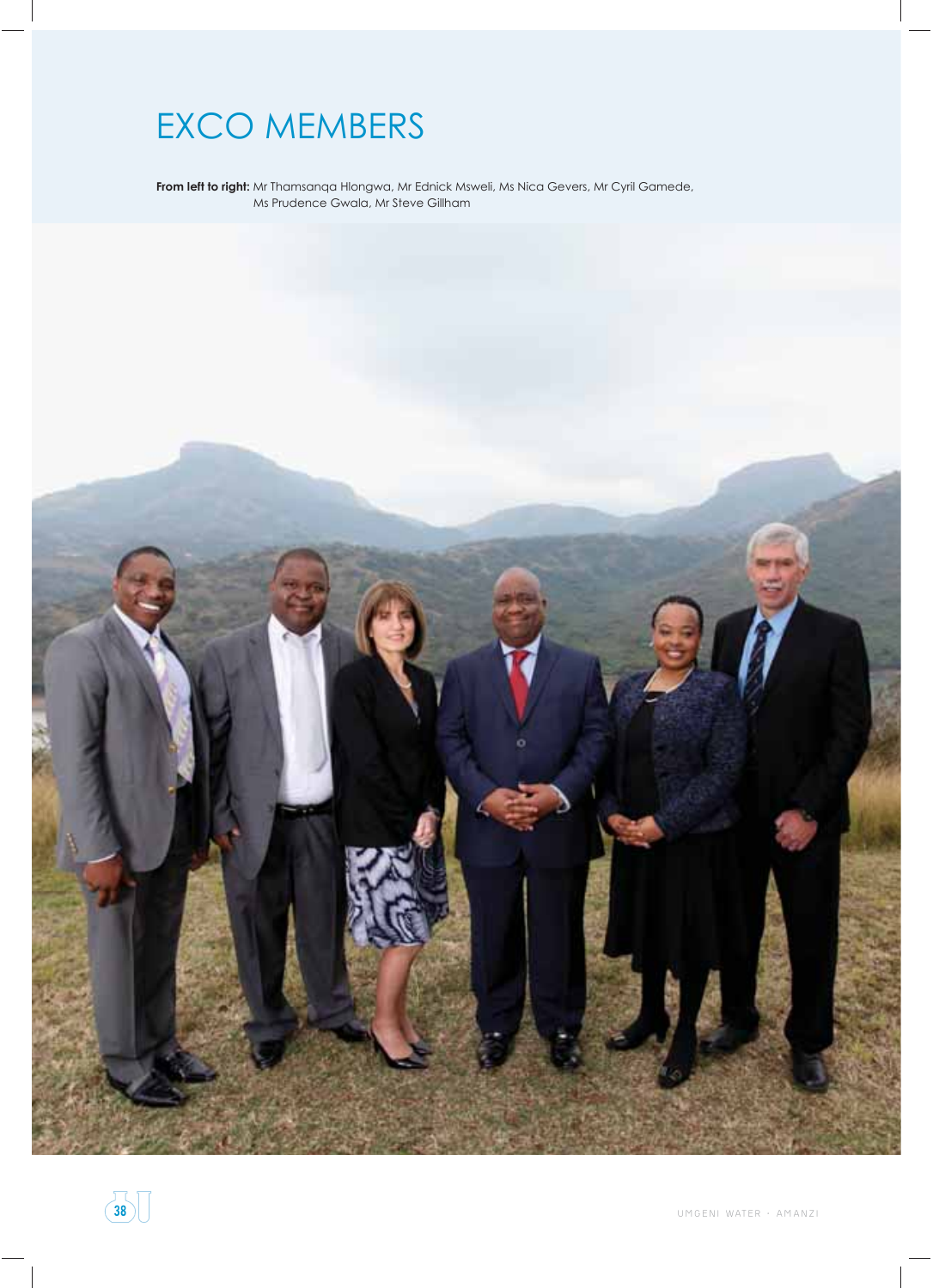# EXCO MEMBERS

**From left to right:** Mr Thamsanqa Hlongwa, Mr Ednick Msweli, Ms Nica Gevers, Mr Cyril Gamede, Ms Prudence Gwala, Mr Steve Gillham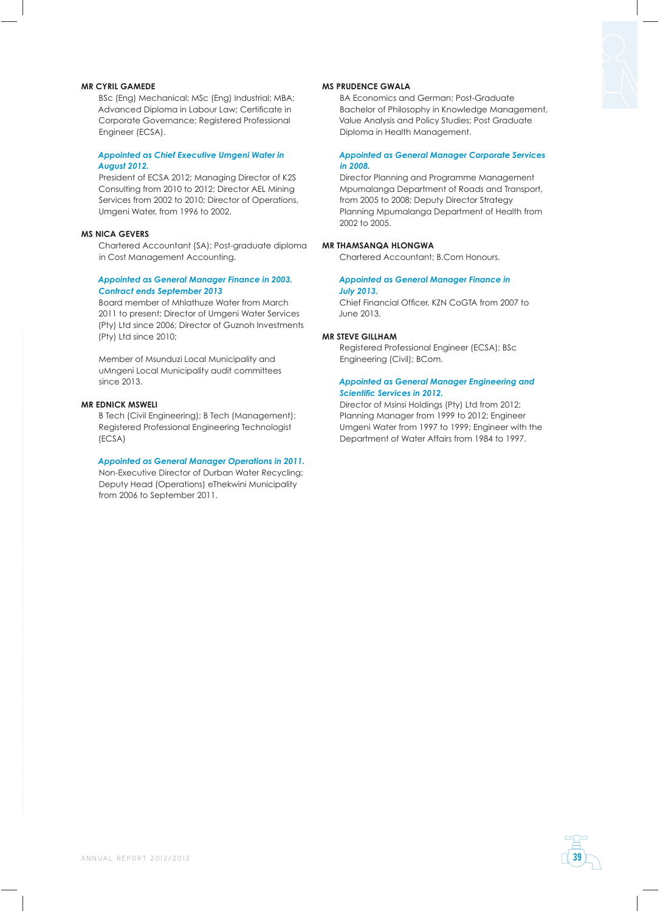**MR CYRIL GAMEDE**

BSc (Eng) Mechanical; MSc (Eng) Industrial; MBA; Advanced Diploma in Labour Law; Certificate in Corporate Governance; Registered Professional Engineer (ECSA).

***Appointed as Chief Executive Umgeni Water in August 2012.***

President of ECSA 2012; Managing Director of K2S Consulting from 2010 to 2012; Director AEL Mining Services from 2002 to 2010; Director of Operations, Umgeni Water, from 1996 to 2002.

**MS NICA GEVERS**

Chartered Accountant (SA); Post-graduate diploma in Cost Management Accounting.

***Appointed as General Manager Finance in 2003. Contract ends September 2013***

Board member of Mhlathuze Water from March 2011 to present; Director of Umgeni Water Services (Pty) Ltd since 2006; Director of Guznoh Investments (Pty) Ltd since 2010;

Member of Msunduzi Local Municipality and uMngeni Local Municipality audit committees since 2013.

**MR EDNICK MSWELI**

B Tech (Civil Engineering); B Tech (Management); Registered Professional Engineering Technologist (ECSA)

***Appointed as General Manager Operations in 2011.***

Non-Executive Director of Durban Water Recycling; Deputy Head (Operations) eThekwini Municipality from 2006 to September 2011.

**MS PRUDENCE GWALA**

BA Economics and German; Post-Graduate Bachelor of Philosophy in Knowledge Management, Value Analysis and Policy Studies; Post Graduate Diploma in Health Management.

***Appointed as General Manager Corporate Services in 2008.***

Director Planning and Programme Management Mpumalanga Department of Roads and Transport, from 2005 to 2008; Deputy Director Strategy Planning Mpumalanga Department of Health from 2002 to 2005.

**MR THAMSANQA HLONGWA**

Chartered Accountant; B.Com Honours.

***Appointed as General Manager Finance in July 2013.***

Chief Financial Officer, KZN CoGTA from 2007 to June 2013.

**MR STEVE GILLHAM**

Registered Professional Engineer (ECSA); BSc Engineering (Civil); BCom.

***Appointed as General Manager Engineering and Scientific Services in 2012.***

Director of Msinsi Holdings (Pty) Ltd from 2012; Planning Manager from 1999 to 2012; Engineer Umgeni Water from 1997 to 1999; Engineer with the Department of Water Affairs from 1984 to 1997.